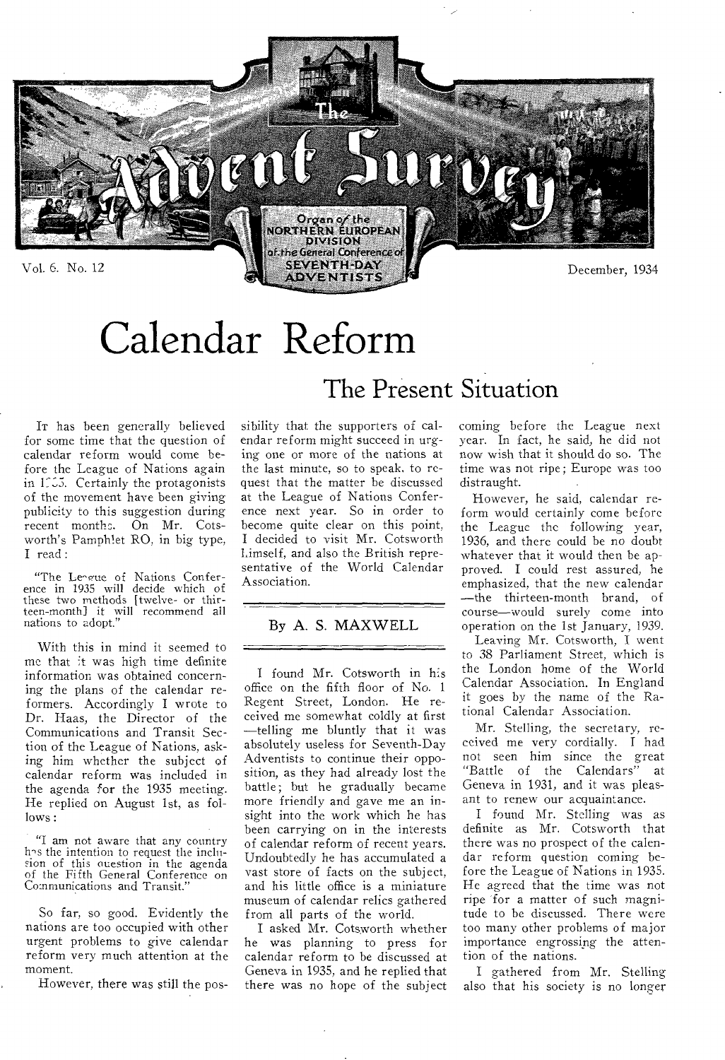Vol. 6. No. 12 — December, 1934

# Calendar Reform

## The Present Situation

By A. S. MAXWELL

IT has been generally believed for some time that the question of calendar reform would come before the League of Nations again in 1935. Certainly the protagonists of the movement have been giving publicity to this suggestion during recent months. On Mr. Cotsworth's Pamphlet RO, in big type, I read:

> "The League of Nations Conference in 1935 will decide which of these two methods [twelve- or thirteen-month] it will recommend all nations to adopt."

With this in mind it seemed to me that it was high time definite information was obtained concerning the plans of the calendar reformers. Accordingly I wrote to Dr. Haas, the Director of the Communications and Transit Section of the League of Nations, asking him whether the subject of calendar reform was included in the agenda for the 1935 meeting. He replied on August 1st, as follows:

> "I am not aware that any country has the intention to request the inclusion of this question in the agenda of the Fifth General Conference on Communications and Transit."

So far, so good. Evidently the nations are too occupied with other urgent problems to give calendar reform very much attention at the moment.

However, there was still the possibility that the supporters of calendar reform might succeed in urging one or more of the nations at the last minute, so to speak, to request that the matter be discussed at the League of Nations Conference next year. So in order to become quite clear on this point, I decided to visit Mr. Cotsworth himself, and also the British representative of the World Calendar Association.

I found Mr. Cotsworth in his office on the fifth floor of No. 1 Regent Street, London. He received me somewhat coldly at first—telling me bluntly that it was absolutely useless for Seventh-Day Adventists to continue their opposition, as they had already lost the battle; but he gradually became more friendly and gave me an insight into the work which he has been carrying on in the interests of calendar reform of recent years. Undoubtedly he has accumulated a vast store of facts on the subject, and his little office is a miniature museum of calendar relics gathered from all parts of the world.

I asked Mr. Cotsworth whether he was planning to press for calendar reform to be discussed at Geneva in 1935, and he replied that there was no hope of the subject coming before the League next year. In fact, he said, he did not now wish that it should do so. The time was not ripe; Europe was too distraught.

However, he said, calendar reform would certainly come before the League the following year, 1936, and there could be no doubt whatever that it would then be approved. I could rest assured, he emphasized, that the new calendar—the thirteen-month brand, of course—would surely come into operation on the 1st January, 1939.

Leaving Mr. Cotsworth, I went to 38 Parliament Street, which is the London home of the World Calendar Association. In England it goes by the name of the Rational Calendar Association.

Mr. Stelling, the secretary, received me very cordially. I had not seen him since the great "Battle of the Calendars" at Geneva in 1931, and it was pleasant to renew our acquaintance.

I found Mr. Stelling was as definite as Mr. Cotsworth that there was no prospect of the calendar reform question coming before the League of Nations in 1935. He agreed that the time was not ripe for a matter of such magnitude to be discussed. There were too many other problems of major importance engrossing the attention of the nations.

I gathered from Mr. Stelling also that his society is no longer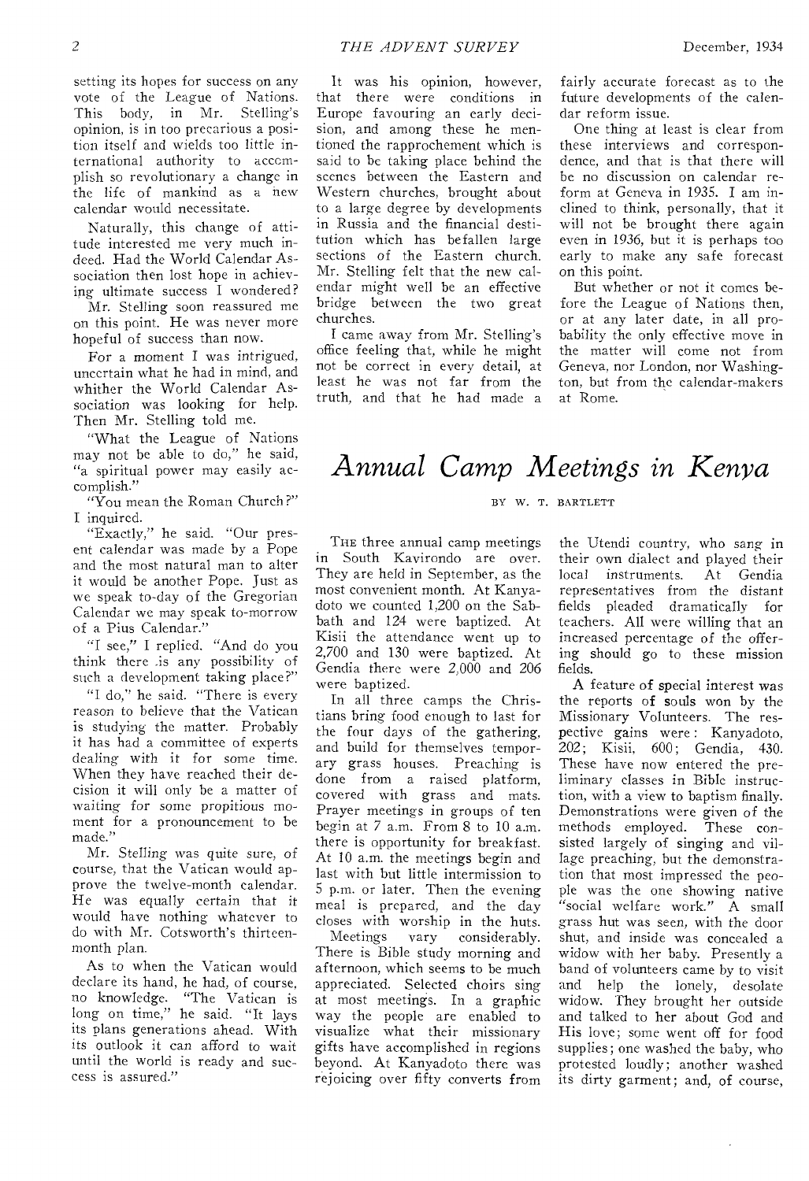setting its hopes for success on any vote of the League of Nations. This body, in Mr. Stelling's opinion, is in too precarious a position itself and wields too little international authority to accomplish so revolutionary a change in the life of mankind as a new calendar would necessitate.

Naturally, this change of attitude interested me very much indeed. Had the World Calendar Association then lost hope in achieving ultimate success I wondered?

Mr. Stelling soon reassured me on this point. He was never more hopeful of success than now.

For a moment I was intrigued, uncertain what he had in mind, and whither the World Calendar Association was looking for help. Then Mr. Stelling told me.

"What the League of Nations may not be able to do," he said, "a spiritual power may easily accomplish."

"You mean the Roman Church?" I inquired.

"Exactly," he said. "Our present calendar was made by a Pope and the most natural man to alter it would be another Pope. Just as we speak to-day of the Gregorian Calendar we may speak to-morrow of a Pius Calendar."

"I see," I replied. "And do you think there is any possibility of such a development taking place?"

"I do," he said. "There is every reason to believe that the Vatican is studying the matter. Probably it has had a committee of experts dealing with it for some time. When they have reached their decision it will only be a matter of waiting for some propitious moment for a pronouncement to be made."

Mr. Stelling was quite sure, of course, that the Vatican would approve the twelve-month calendar. He was equally certain that it would have nothing whatever to do with Mr. Cotsworth's thirteen-month plan.

As to when the Vatican would declare its hand, he had, of course, no knowledge. "The Vatican is long on time," he said. "It lays its plans generations ahead. With its outlook it can afford to wait until the world is ready and success is assured."

It was his opinion, however, that there were conditions in Europe favouring an early decision, and among these he mentioned the rapprochement which is said to be taking place behind the scenes between the Eastern and Western churches, brought about to a large degree by developments in Russia and the financial destitution which has befallen large sections of the Eastern church. Mr. Stelling felt that the new calendar might well be an effective bridge between the two great churches.

I came away from Mr. Stelling's office feeling that, while he might not be correct in every detail, at least he was not far from the truth, and that he had made a fairly accurate forecast as to the future developments of the calendar reform issue.

One thing at least is clear from these interviews and correspondence, and that is that there will be no discussion on calendar reform at Geneva in 1935. I am inclined to think, personally, that it will not be brought there again even in 1936, but it is perhaps too early to make any safe forecast on this point.

But whether or not it comes before the League of Nations then, or at any later date, in all probability the only effective move in the matter will come not from Geneva, nor London, nor Washington, but from the calendar-makers at Rome.

# *Annual Camp Meetings in Kenya*

BY W. T. BARTLETT

THE three annual camp meetings in South Kavirondo are over. They are held in September, as the most convenient month. At Kanyadoto we counted 1,200 on the Sabbath and 124 were baptized. At Kisii the attendance went up to 2,700 and 130 were baptized. At Gendia there were 2,000 and 206 were baptized.

In all three camps the Christians bring food enough to last for the four days of the gathering, and build for themselves temporary grass houses. Preaching is done from a raised platform, covered with grass and mats. Prayer meetings in groups of ten begin at 7 a.m. From 8 to 10 a.m. there is opportunity for breakfast. At 10 a.m. the meetings begin and last with but little intermission to 5 p.m. or later. Then the evening meal is prepared, and the day closes with worship in the huts.

Meetings vary considerably. There is Bible study morning and afternoon, which seems to be much appreciated. Selected choirs sing at most meetings. In a graphic way the people are enabled to visualize what their missionary gifts have accomplished in regions beyond. At Kanyadoto there was rejoicing over fifty converts from the Utendi country, who sang in their own dialect and played their local instruments. At Gendia representatives from the distant fields pleaded dramatically for teachers. All were willing that an increased percentage of the offering should go to these mission fields.

A feature of special interest was the reports of souls won by the Missionary Volunteers. The respective gains were: Kanyadoto, 202; Kisii, 600; Gendia, 430. These have now entered the preliminary classes in Bible instruction, with a view to baptism finally. Demonstrations were given of the methods employed. These consisted largely of singing and village preaching, but the demonstration that most impressed the people was the one showing native "social welfare work." A small grass hut was seen, with the door shut, and inside was concealed a widow with her baby. Presently a band of volunteers came by to visit and help the lonely, desolate widow. They brought her outside and talked to her about God and His love; some went off for food supplies; one washed the baby, who protested loudly; another washed its dirty garment; and, of course,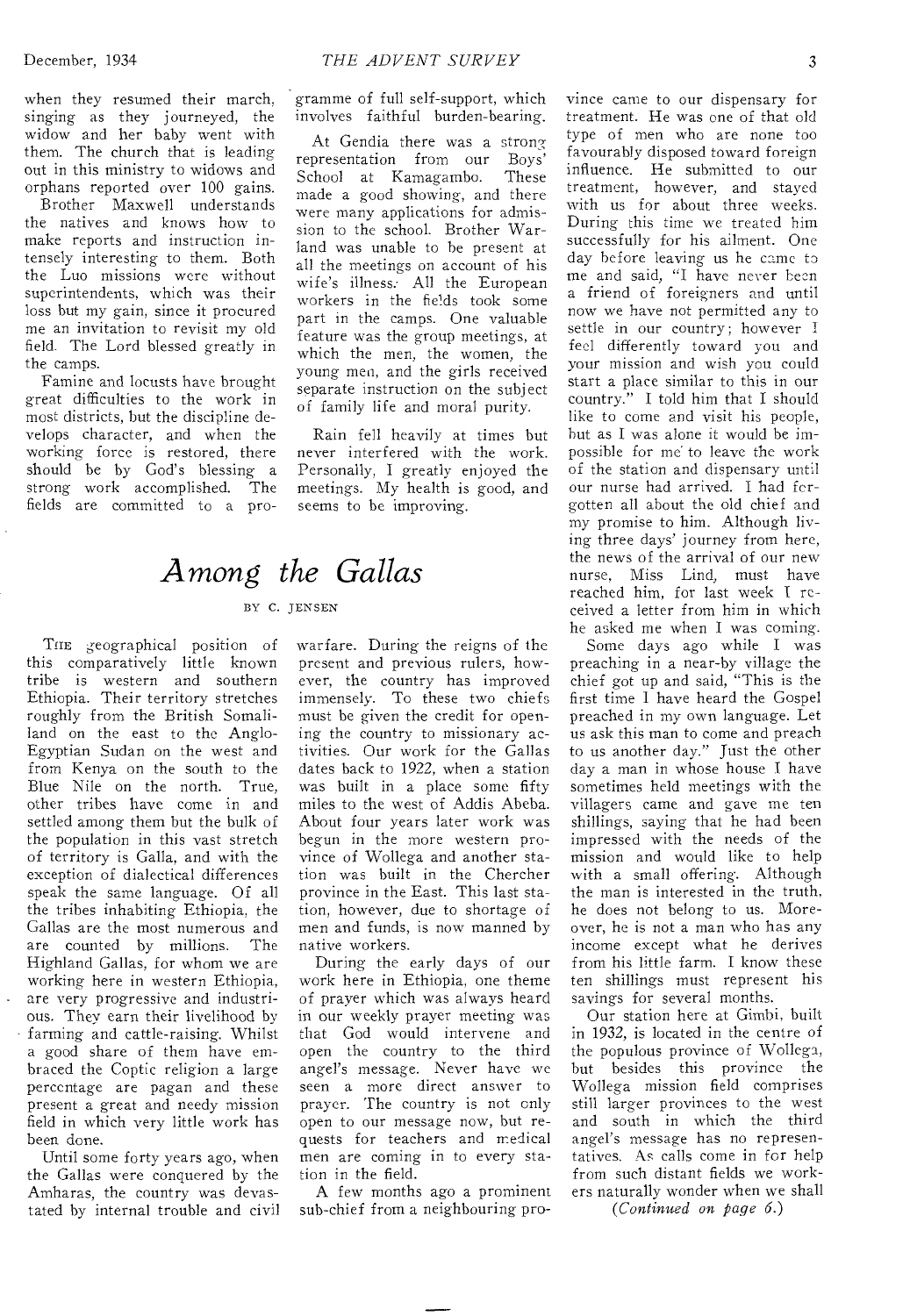when they resumed their march, singing as they journeyed, the widow and her baby went with them. The church that is leading out in this ministry to widows and orphans reported over 100 gains.

Brother Maxwell understands the natives and knows how to make reports and instruction intensely interesting to them. Both the Luo missions were without superintendents, which was their loss but my gain, since it procured me an invitation to revisit my old field. The Lord blessed greatly in the camps.

Famine and locusts have brought great difficulties to the work in most districts, but the discipline develops character, and when the working force is restored, there should be by God's blessing a strong work accomplished. The fields are committed to a programme of full self-support, which involves faithful burden-bearing.

At Gendia there was a strong representation from our Boys' School at Kamagambo. These made a good showing, and there were many applications for admission to the school. Brother Warland was unable to be present at all the meetings on account of his wife's illness. All the European workers in the fields took some part in the camps. One valuable feature was the group meetings, at which the men, the women, the young men, and the girls received separate instruction on the subject of family life and moral purity.

Rain fell heavily at times but never interfered with the work. Personally, I greatly enjoyed the meetings. My health is good, and seems to be improving.

# *Among the Gallas*

BY C. JENSEN

THE geographical position of this comparatively little known tribe is western and southern Ethiopia. Their territory stretches roughly from the British Somaliland on the east to the Anglo-Egyptian Sudan on the west and from Kenya on the south to the Blue Nile on the north. True, other tribes have come in and settled among them but the bulk of the population in this vast stretch of territory is Galla, and with the exception of dialectical differences speak the same language. Of all the tribes inhabiting Ethiopia, the Gallas are the most numerous and are counted by millions. The Highland Gallas, for whom we are working here in western Ethiopia, are very progressive and industrious. They earn their livelihood by farming and cattle-raising. Whilst a good share of them have embraced the Coptic religion a large percentage are pagan and these present a great and needy mission field in which very little work has been done.

Until some forty years ago, when the Gallas were conquered by the Amharas, the country was devastated by internal trouble and civil warfare. During the reigns of the present and previous rulers, however, the country has improved immensely. To these two chiefs must be given the credit for opening the country to missionary activities. Our work for the Gallas dates back to 1922, when a station was built in a place some fifty miles to the west of Addis Abeba. About four years later work was begun in the more western province of Wollega and another station was built in the Chercher province in the East. This last station, however, due to shortage of men and funds, is now manned by native workers.

During the early days of our work here in Ethiopia, one theme of prayer which was always heard in our weekly prayer meeting was that God would intervene and open the country to the third angel's message. Never have we seen a more direct answer to prayer. The country is not only open to our message now, but requests for teachers and medical men are coming in to every station in the field.

A few months ago a prominent sub-chief from a neighbouring province came to our dispensary for treatment. He was one of that old type of men who are none too favourably disposed toward foreign influence. He submitted to our treatment, however, and stayed with us for about three weeks. During this time we treated him successfully for his ailment. One day before leaving us he came to me and said, "I have never been a friend of foreigners and until now we have not permitted any to settle in our country; however I feel differently toward you and your mission and wish you could start a place similar to this in our country." I told him that I should like to come and visit his people, but as I was alone it would be impossible for me to leave the work of the station and dispensary until our nurse had arrived. I had forgotten all about the old chief and my promise to him. Although living three days' journey from here, the news of the arrival of our new nurse, Miss Lind, must have reached him, for last week I received a letter from him in which he asked me when I was coming.

Some days ago while I was preaching in a near-by village the chief got up and said, "This is the first time I have heard the Gospel preached in my own language. Let us ask this man to come and preach to us another day." Just the other day a man in whose house I have sometimes held meetings with the villagers came and gave me ten shillings, saying that he had been impressed with the needs of the mission and would like to help with a small offering. Although the man is interested in the truth, he does not belong to us. Moreover, he is not a man who has any income except what he derives from his little farm. I know these ten shillings must represent his savings for several months.

Our station here at Gimbi, built in 1932, is located in the centre of the populous province of Wollega, but besides this province the Wollega mission field comprises still larger provinces to the west and south in which the third angel's message has no representatives. As calls come in for help from such distant fields we workers naturally wonder when we shall

*(Continued on page 6.)*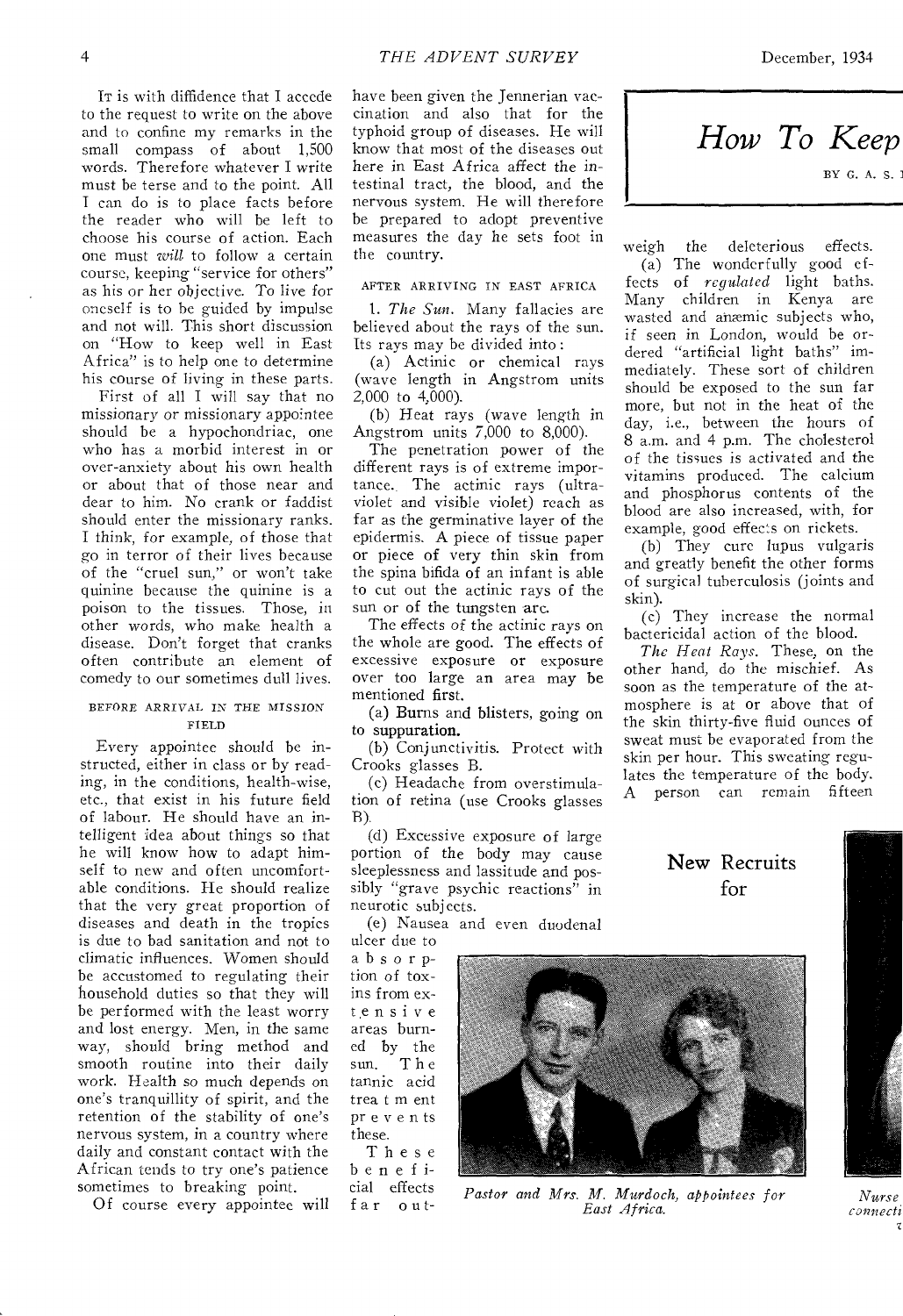# How To Keep

BY G. A. S.

It is with diffidence that I accede to the request to write on the above and to confine my remarks in the small compass of about 1,500 words. Therefore whatever I write must be terse and to the point. All I can do is to place facts before the reader who will be left to choose his course of action. Each one must *will* to follow a certain course, keeping "service for others" as his or her objective. To live for oneself is to be guided by impulse and not will. This short discussion on "How to keep well in East Africa" is to help one to determine his course of living in these parts.

First of all I will say that no missionary or missionary appointee should be a hypochondriac, one who has a morbid interest in or over-anxiety about his own health or about that of those near and dear to him. No crank or faddist should enter the missionary ranks. I think, for example, of those that go in terror of their lives because of the "cruel sun," or won't take quinine because the quinine is a poison to the tissues. Those, in other words, who make health a disease. Don't forget that cranks often contribute an element of comedy to our sometimes dull lives.

## BEFORE ARRIVAL IN THE MISSION FIELD

Every appointee should be instructed, either in class or by reading, in the conditions, health-wise, etc., that exist in his future field of labour. He should have an intelligent idea about things so that he will know how to adapt himself to new and often uncomfortable conditions. He should realize that the very great proportion of diseases and death in the tropics is due to bad sanitation and not to climatic influences. Women should be accustomed to regulating their household duties so that they will be performed with the least worry and lost energy. Men, in the same way, should bring method and smooth routine into their daily work. Health so much depends on one's tranquillity of spirit, and the retention of the stability of one's nervous system, in a country where daily and constant contact with the African tends to try one's patience sometimes to breaking point.

Of course every appointee will have been given the Jennerian vaccination and also that for the typhoid group of diseases. He will know that most of the diseases out here in East Africa affect the intestinal tract, the blood, and the nervous system. He will therefore be prepared to adopt preventive measures the day he sets foot in the country.

## AFTER ARRIVING IN EAST AFRICA

1. *The Sun.* Many fallacies are believed about the rays of the sun. Its rays may be divided into:

(a) Actinic or chemical rays (wave length in Angstrom units 2,000 to 4,000).

(b) Heat rays (wave length in Angstrom units 7,000 to 8,000).

The penetration power of the different rays is of extreme importance. The actinic rays (ultra-violet and visible violet) reach as far as the germinative layer of the epidermis. A piece of tissue paper or piece of very thin skin from the spina bifida of an infant is able to cut out the actinic rays of the sun or of the tungsten arc.

The effects of the actinic rays on the whole are good. The effects of excessive exposure or exposure over too large an area may be mentioned first.

(a) Burns and blisters, going on to suppuration.

(b) Conjunctivitis. Protect with Crooks glasses B.

(c) Headache from overstimulation of retina (use Crooks glasses B).

(d) Excessive exposure of large portion of the body may cause sleeplessness and lassitude and possibly "grave psychic reactions" in neurotic subjects.

(e) Nausea and even duodenal ulcer due to absorption of toxins from extensive areas burned by the sun. The tannic acid treatment prevents these.

These beneficial effects far outweigh the deleterious effects.

(a) The wonderfully good effects of *regulated* light baths. Many children in Kenya are wasted and anæmic subjects who, if seen in London, would be ordered "artificial light baths" immediately. These sort of children should be exposed to the sun far more, but not in the heat of the day, i.e., between the hours of 8 a.m. and 4 p.m. The cholesterol of the tissues is activated and the vitamins produced. The calcium and phosphorus contents of the blood are also increased, with, for example, good effects on rickets.

(b) They cure lupus vulgaris and greatly benefit the other forms of surgical tuberculosis (joints and skin).

(c) They increase the normal bactericidal action of the blood.

*The Heat Rays.* These, on the other hand, do the mischief. As soon as the temperature of the atmosphere is at or above that of the skin thirty-five fluid ounces of sweat must be evaporated from the skin per hour. This sweating regulates the temperature of the body. A person can remain fifteen

## New Recruits for

*Pastor and Mrs. M. Murdoch, appointees for East Africa.*

*Nurse ... connecti...*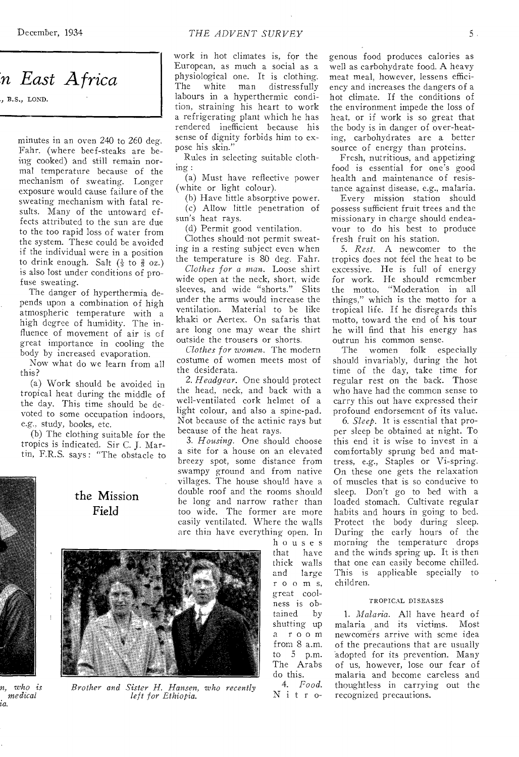# ...n East Africa

..., B.S., LOND.

minutes in an oven 240 to 260 deg. Fahr. (where beef-steaks are being cooked) and still remain normal temperature because of the mechanism of sweating. Longer exposure would cause failure of the sweating mechanism with fatal results. Many of the untoward effects attributed to the sun are due to the too rapid loss of water from the system. These could be avoided if the individual were in a position to drink enough. Salt (⅓ to ⅔ oz.) is also lost under conditions of profuse sweating.

The danger of hyperthermia depends upon a combination of high atmospheric temperature with a high degree of humidity. The influence of movement of air is of great importance in cooling the body by increased evaporation.

Now what do we learn from all this?

(a) Work should be avoided in tropical heat during the middle of the day. This time should be devoted to some occupation indoors, e.g., study, books, etc.

(b) The clothing suitable for the tropics is indicated. Sir C. J. Martin, F.R.S. says: "The obstacle to work in hot climates is, for the European, as much a social as a physiological one. It is clothing. The white man distressfully labours in a hyperthermic condition, straining his heart to work a refrigerating plant which he has rendered inefficient because his sense of dignity forbids him to expose his skin."

Rules in selecting suitable clothing:

(a) Must have reflective power (white or light colour).

(b) Have little absorptive power.

(c) Allow little penetration of sun's heat rays.

(d) Permit good ventilation.

Clothes should not permit sweating in a resting subject even when the temperature is 80 deg. Fahr.

*Clothes for a man.* Loose shirt wide open at the neck, short, wide sleeves, and wide "shorts." Slits under the arms would increase the ventilation. Material to be like khaki or Aertex. On safaris that are long one may wear the shirt outside the trousers or shorts.

*Clothes for women.* The modern costume of women meets most of the desiderata.

2. *Headgear.* One should protect the head, neck, and back with a well-ventilated cork helmet of a light colour, and also a spine-pad. Not because of the actinic rays but because of the heat rays.

3. *Housing.* One should choose a site for a house on an elevated breezy spot, some distance from swampy ground and from native villages. The house should have a double roof and the rooms should be long and narrow rather than too wide. The former are more easily ventilated. Where the walls are thin have everything open. In houses that have thick walls and large rooms, great coolness is obtained by shutting up a room from 8 a.m. to 5 p.m. The Arabs do this.

4. *Food.* Nitrogenous food produces calories as well as carbohydrate food. A heavy meat meal, however, lessens efficiency and increases the dangers of a hot climate. If the conditions of the environment impede the loss of heat, or if work is so great that the body is in danger of over-heating, carbohydrates are a better source of energy than proteins.

Fresh, nutritious, and appetizing food is essential for one's good health and maintenance of resistance against disease, e.g., malaria.

Every mission station should possess sufficient fruit trees and the missionary in charge should endeavour to do his best to produce fresh fruit on his station.

5. *Rest.* A newcomer to the tropics does not feel the heat to be excessive. He is full of energy for work. He should remember the motto, "Moderation in all things," which is the motto for a tropical life. If he disregards this motto, toward the end of his tour he will find that his energy has outrun his common sense.

The women folk especially should invariably, during the hot time of the day, take time for regular rest on the back. Those who have had the common sense to carry this out have expressed their profound endorsement of its value.

6. *Sleep.* It is essential that proper sleep be obtained at night. To this end it is wise to invest in a comfortably sprung bed and mattress, e.g., Staples or Vi-spring. On these one gets the relaxation of muscles that is so conducive to sleep. Don't go to bed with a loaded stomach. Cultivate regular habits and hours in going to bed. Protect the body during sleep. During the early hours of the morning the temperature drops and the winds spring up. It is then that one can easily become chilled. This is applicable specially to children.

### TROPICAL DISEASES

1. *Malaria.* All have heard of malaria and its victims. Most newcomers arrive with some idea of the precautions that are usually adopted for its prevention. Many of us, however, lose our fear of malaria and become careless and thoughtless in carrying out the recognized precautions.

## the Mission Field

*...n, who is ... medical ...ia.*

*Brother and Sister H. Hansen, who recently left for Ethiopia.*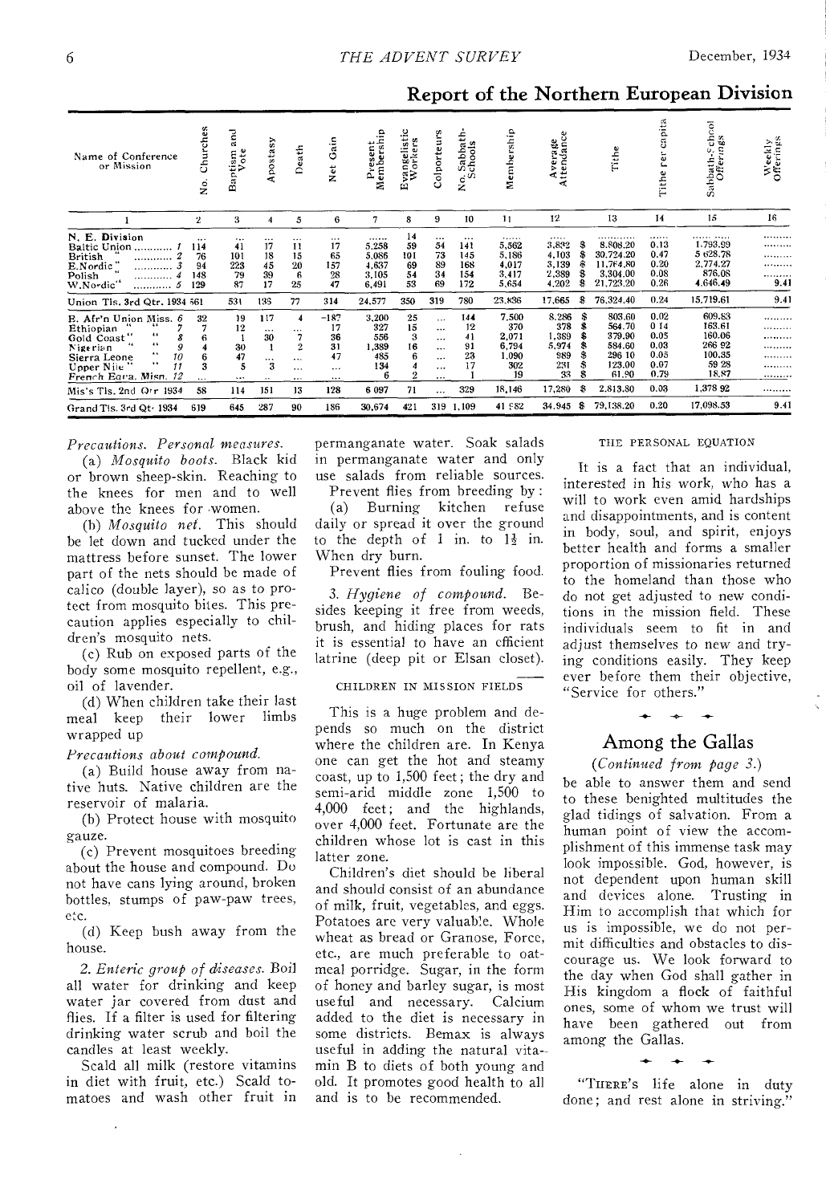## Report of the Northern European Division

| Name of Conference or Mission | No. Churches | Baptism and Vote | Apostasy | Death | Net Gain | Present Membership | Evangelistic Workers | Colporteurs | No. Sabbath-Schools | Membership | Average Attendance | Tithe | Tithe per capita | Sabbath-School Offerings | Weekly Offerings |
|---|---|---|---|---|---|---|---|---|---|---|---|---|---|---|---|
| 1 | 2 | 3 | 4 | 5 | 6 | 7 | 8 | 9 | 10 | 11 | 12 | 13 | 14 | 15 | 16 |
| N. E. Division | ... | ... | ... | ... | ... | ...... | 14 | ... | ... | ...... | ...... | ............ | ...... | ...... ...... | ......... |
| Baltic Union ............ 1 | 114 | 41 | 17 | 11 | 17 | 5,258 | 59 | 54 | 141 | 5,562 | 3,832 | $ 8,808.20 | 0.13 | 1,793.99 | ......... |
| British " ............ 2 | 76 | 101 | 18 | 15 | 65 | 5,086 | 101 | 73 | 145 | 5,186 | 4,103 | $ 30,724.20 | 0.47 | 5 628.78 | ......... |
| E.Nordic " ............ 3 | 94 | 223 | 45 | 20 | 157 | 4,637 | 69 | 89 | 168 | 4,017 | 3,139 | $ 11,764.80 | 0.20 | 2,774.27 | ......... |
| Polish " ............ 4 | 148 | 79 | 39 | 6 | 28 | 3,105 | 54 | 34 | 154 | 3,417 | 2,389 | $ 3,304.00 | 0.08 | 876.08 | ......... |
| W.Nordic" ............ 5 | 129 | 87 | 17 | 25 | 47 | 6,491 | 53 | 69 | 172 | 5,654 | 4,202 | $ 21,723.20 | 0.26 | 4,646.49 | 9.41 |
| Union Tls. 3rd Qtr. 1934 | 561 | 531 | 136 | 77 | 314 | 24,577 | 350 | 319 | 780 | 23,836 | 17,665 | $ 76,324.40 | 0.24 | 15,719.61 | 9.41 |
| E. Afr'n Union Miss. 6 | 32 | 19 | 117 | 4 | -187 | 3,200 | 25 | ... | 144 | 7,500 | 8,286 | $ 803.60 | 0.02 | 609.83 | ......... |
| Ethiopian " 7 | 7 | 12 | ... | ... | 17 | 327 | 15 | ... | 12 | 370 | 378 | $ 564.70 | 0.14 | 163.61 | ......... |
| Gold Coast " " 8 | 6 | 1 | 30 | 7 | 36 | 556 | 3 | ... | 41 | 2,071 | 1,389 | $ 379.90 | 0.05 | 160.06 | ......... |
| Nigerian " 9 | 4 | 30 | 1 | 2 | 31 | 1,389 | 16 | ... | 91 | 6,794 | 5,974 | $ 584.60 | 0.03 | 266 92 | ......... |
| Sierra Leone " 10 | 6 | 47 | ... | ... | 47 | 485 | 6 | ... | 23 | 1,090 | 989 | $ 296 10 | 0.05 | 100.35 | ......... |
| Upper Nile " " 11 | 3 | 5 | 3 | ... | ... | 134 | 4 | ... | 17 | 302 | 231 | $ 123.00 | 0.07 | 59 28 | ......... |
| French Equa. Misn. 12 | ... | ... | .. | ... | ... | 6 | 2 | ... | 1 | 19 | 33 | $ 61.90 | 0.79 | 18.87 | ......... |
| Mis's Tls. 2nd Qtr 1934 | 58 | 114 | 151 | 13 | 128 | 6 097 | 71 | ... | 329 | 18,146 | 17,280 | $ 2,813.80 | 0.03 | 1,378 92 | ......... |
| Grand Tls. 3rd Qt. 1934 | 619 | 645 | 287 | 90 | 186 | 30,674 | 421 | 319 | 1,109 | 41 982 | 34,945 | $ 79,138.20 | 0.20 | 17,098.53 | 9.41 |

*Precautions. Personal measures.*

(a) *Mosquito boots.* Black kid or brown sheep-skin. Reaching to the knees for men and to well above the knees for women.

(b) *Mosquito net.* This should be let down and tucked under the mattress before sunset. The lower part of the nets should be made of calico (double layer), so as to protect from mosquito bites. This precaution applies especially to children's mosquito nets.

(c) Rub on exposed parts of the body some mosquito repellent, e.g., oil of lavender.

(d) When children take their last meal keep their lower limbs wrapped up

*Precautions about compound.*

(a) Build house away from native huts. Native children are the reservoir of malaria.

(b) Protect house with mosquito gauze.

(c) Prevent mosquitoes breeding about the house and compound. Do not have cans lying around, broken bottles, stumps of paw-paw trees, etc.

(d) Keep bush away from the house.

2. *Enteric group of diseases.* Boil all water for drinking and keep water jar covered from dust and flies. If a filter is used for filtering drinking water scrub and boil the candles at least weekly.

Scald all milk (restore vitamins in diet with fruit, etc.) Scald tomatoes and wash other fruit in permanganate water. Soak salads in permanganate water and only use salads from reliable sources.

Prevent flies from breeding by:

(a) Burning kitchen refuse daily or spread it over the ground to the depth of 1 in. to 1½ in. When dry burn.

Prevent flies from fouling food.

3. *Hygiene of compound.* Besides keeping it free from weeds, brush, and hiding places for rats it is essential to have an efficient latrine (deep pit or Elsan closet).

### CHILDREN IN MISSION FIELDS

This is a huge problem and depends so much on the district where the children are. In Kenya one can get the hot and steamy coast, up to 1,500 feet; the dry and semi-arid middle zone 1,500 to 4,000 feet; and the highlands, over 4,000 feet. Fortunate are the children whose lot is cast in this latter zone.

Children's diet should be liberal and should consist of an abundance of milk, fruit, vegetables, and eggs. Potatoes are very valuable. Whole wheat as bread or Granose, Force, etc., are much preferable to oatmeal porridge. Sugar, in the form of honey and barley sugar, is most useful and necessary. Calcium added to the diet is necessary in some districts. Bemax is always useful in adding the natural vitamin B to diets of both young and old. It promotes good health to all and is to be recommended.

### THE PERSONAL EQUATION

It is a fact that an individual, interested in his work, who has a will to work even amid hardships and disappointments, and is content in body, soul, and spirit, enjoys better health and forms a smaller proportion of missionaries returned to the homeland than those who do not get adjusted to new conditions in the mission field. These individuals seem to fit in and adjust themselves to new and trying conditions easily. They keep ever before them their objective, "Service for others."

## Among the Gallas

*(Continued from page 3.)*

be able to answer them and send to these benighted multitudes the glad tidings of salvation. From a human point of view the accomplishment of this immense task may look impossible. God, however, is not dependent upon human skill and devices alone. Trusting in Him to accomplish that which for us is impossible, we do not permit difficulties and obstacles to discourage us. We look forward to the day when God shall gather in His kingdom a flock of faithful ones, some of whom we trust will have been gathered out from among the Gallas.

"THERE'S life alone in duty done; and rest alone in striving."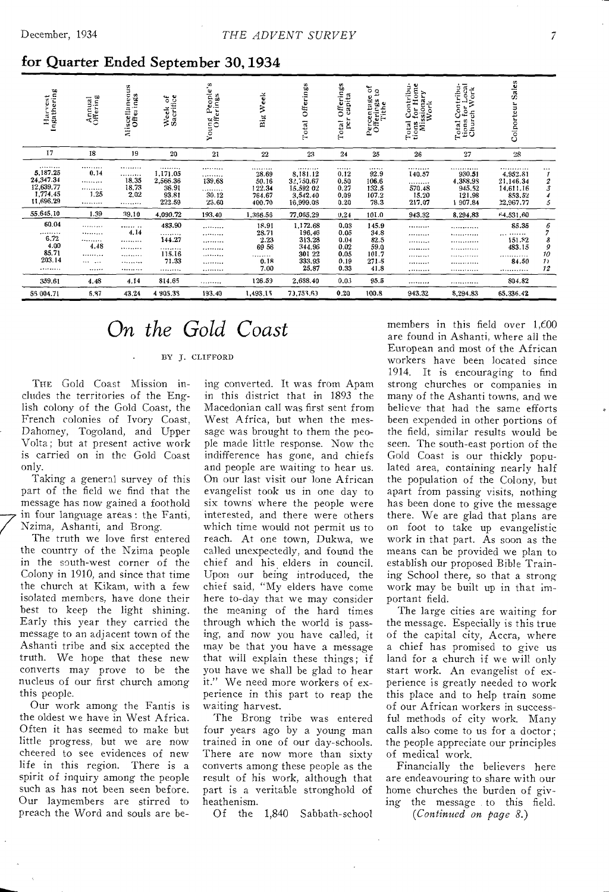## for Quarter Ended September 30, 1934

| Harvest Ingathering | Annual Offering | Miscellaneous Offerings | Week of Sacrifice | Young People's Offerings | Big Week | Total Offerings | Total Offerings per capita | Percentage of Offerings to Tithe | Total Contributions for Home Missionary Work | Total Contributions for Local Church Work | Colporteur Sales | |
|---|---|---|---|---|---|---|---|---|---|---|---|---|
| 17 | 18 | 19 | 20 | 21 | 22 | 23 | 24 | 25 | 26 | 27 | 28 | |
| 5,187.25 | 0.14 | ......... | 1,171.05 | ......... | 28.69 | 8,181.12 | 0.12 | 92.9 | 140.57 | 930.51 | 4,952.81 | 1 |
| 24,347.34 | ......... | 18.35 | 2,566.36 | 139.68 | 50.16 | 32,750.67 | 0.50 | 106.6 | ......... | 4,388.93 | 21,146.34 | 2 |
| 12,639.77 | ......... | 18.73 | 36.91 | ......... | 122.34 | 15,592.02 | 0.27 | 132.5 | 570.48 | 945.52 | 14,611.16 | 3 |
| 1,774.45 | 1.25 | 2.02 | 93.81 | 30.12 | 764.67 | 3,542.40 | 0.09 | 107.2 | 15.20 | 121.98 | 853.52 | 4 |
| 11,696.29 | ......... | ......... | 222.59 | 23.60 | 400.70 | 16,999.08 | 0.20 | 78.3 | 217.07 | 1,907.84 | 22,967.77 | 5 |
| 55,645.10 | 1.39 | 39.10 | 4,090.72 | 193.40 | 1,366.56 | 77,065.29 | 0.24 | 101.0 | 943.32 | 8,294.83 | 64,531.60 | |
| 60.04 | ......... | ......... | 483.90 | ......... | 18.91 | 1,172.68 | 0.03 | 145.9 | ......... | ......... | 85.35 | 6 |
| ......... | ......... | 4.14 | ......... | ......... | 28.71 | 196.46 | 0.05 | 34.8 | ......... | ......... | ......... | 7 |
| 6.72 | ......... | ......... | 144.27 | ......... | 2.23 | 313.28 | 0.04 | 82.5 | ......... | ......... | 151.82 | 8 |
| 4.00 | 4.48 | ......... | ......... | ......... | 69.56 | 344.96 | 0.02 | 59.0 | ......... | ......... | 483.15 | 9 |
| 85.71 | ......... | ......... | 115.16 | ......... | ......... | 301.22 | 0.05 | 101.7 | ......... | ......... | ......... | 10 |
| 203.14 | ......... | ......... | 71.33 | ......... | 0.18 | 333.93 | 0.19 | 271.5 | ......... | ......... | 84.50 | 11 |
| ......... | ......... | ......... | ......... | ......... | 7.00 | 25.87 | 0.33 | 41.8 | ......... | ......... | ......... | 12 |
| 359.61 | 4.48 | 4.14 | 814.65 | ......... | 126.59 | 2,688.40 | 0.03 | 95.5 | ......... | ......... | 804.82 | |
| 56,004.71 | 5.87 | 43.24 | 4,905.38 | 193.40 | 1,493.15 | 79,753.69 | 0.20 | 100.8 | 943.32 | 8,294.83 | 65,336.42 | |

# On the Gold Coast

BY J. CLIFFORD

THE Gold Coast Mission includes the territories of the English colony of the Gold Coast, the French colonies of Ivory Coast, Dahomey, Togoland, and Upper Volta; but at present active work is carried on in the Gold Coast only.

Taking a general survey of this part of the field we find that the message has now gained a foothold in four language areas: the Fanti, Nzima, Ashanti, and Brong.

The truth we love first entered the country of the Nzima people in the south-west corner of the Colony in 1910, and since that time the church at Kikam, with a few isolated members, have done their best to keep the light shining. Early this year they carried the message to an adjacent town of the Ashanti tribe and six accepted the truth. We hope that these new converts may prove to be the nucleus of our first church among this people.

Our work among the Fantis is the oldest we have in West Africa. Often it has seemed to make but little progress, but we are now cheered to see evidences of new life in this region. There is a spirit of inquiry among the people such as has not been seen before. Our laymembers are stirred to preach the Word and souls are being converted. It was from Apam in this district that in 1893 the Macedonian call was first sent from West Africa, but when the message was brought to them the people made little response. Now the indifference has gone, and chiefs and people are waiting to hear us. On our last visit our lone African evangelist took us in one day to six towns where the people were interested, and there were others which time would not permit us to reach. At one town, Dukwa, we called unexpectedly, and found the chief and his elders in council. Upon our being introduced, the chief said, "My elders have come here to-day that we may consider the meaning of the hard times through which the world is passing, and now you have called, it may be that you have a message that will explain these things; if you have we shall be glad to hear it." We need more workers of experience in this part to reap the waiting harvest.

The Brong tribe was entered four years ago by a young man trained in one of our day-schools. There are now more than sixty converts among these people as the result of his work, although that part is a veritable stronghold of heathenism.

Of the 1,840 Sabbath-school members in this field over 1,600 are found in Ashanti, where all the European and most of the African workers have been located since 1914. It is encouraging to find strong churches or companies in many of the Ashanti towns, and we believe that had the same efforts been expended in other portions of the field, similar results would be seen. The south-east portion of the Gold Coast is our thickly populated area, containing nearly half the population of the Colony, but apart from passing visits, nothing has been done to give the message there. We are glad that plans are on foot to take up evangelistic work in that part. As soon as the means can be provided we plan to establish our proposed Bible Training School there, so that a strong work may be built up in that important field.

The large cities are waiting for the message. Especially is this true of the capital city, Accra, where a chief has promised to give us land for a church if we will only start work. An evangelist of experience is greatly needed to work this place and to help train some of our African workers in successful methods of city work. Many calls also come to us for a doctor; the people appreciate our principles of medical work.

Financially the believers here are endeavouring to share with our home churches the burden of giving the message to this field.

*(Continued on page 8.)*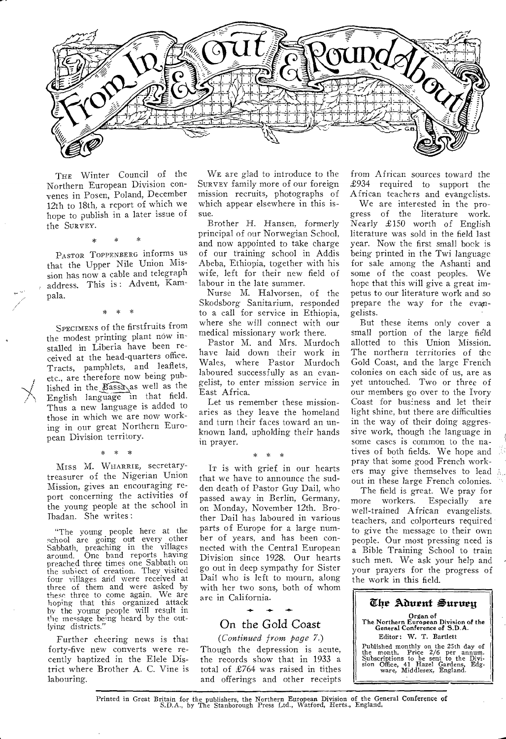# From In & Out & Round About

THE Winter Council of the Northern European Division convenes in Posen, Poland, December 12th to 18th, a report of which we hope to publish in a later issue of the SURVEY.

\* \* \*

PASTOR TOPPENBERG informs us that the Upper Nile Union Mission has now a cable and telegraph address. This is: Advent, Kampala.

\* \* \*

SPECIMENS of the firstfruits from the modest printing plant now installed in Liberia have been received at the head-quarters office. Tracts, pamphlets, and leaflets, etc., are therefore now being published in the Bassa as well as the English language in that field. Thus a new language is added to those in which we are now working in our great Northern European Division territory.

\* \* \*

MISS M. WHARRIE, secretary-treasurer of the Nigerian Union Mission, gives an encouraging report concerning the activities of the young people at the school in Ibadan. She writes:

> "The young people here at the school are going out every other Sabbath, preaching in the villages around. One band reports having preached three times one Sabbath on the subject of creation. They visited four villages and were received at three of them and were asked by these three to come again. We are hoping that this organized attack by the young people will result in the message being heard by the outlying districts."

Further cheering news is that forty-five new converts were recently baptized in the Elele District where Brother A. C. Vine is labouring.

WE are glad to introduce to the SURVEY family more of our foreign mission recruits, photographs of which appear elsewhere in this issue.

Brother H. Hansen, formerly principal of our Norwegian School, and now appointed to take charge of our training school in Addis Abeba, Ethiopia, together with his wife, left for their new field of labour in the late summer.

Nurse M. Halvorsen, of the Skodsborg Sanitarium, responded to a call for service in Ethiopia, where she will connect with our medical missionary work there.

Pastor M. and Mrs. Murdoch have laid down their work in Wales, where Pastor Murdoch laboured successfully as an evangelist, to enter mission service in East Africa.

Let us remember these missionaries as they leave the homeland and turn their faces toward an unknown land, upholding their hands in prayer.

\* \* \*

IT is with grief in our hearts that we have to announce the sudden death of Pastor Guy Dail, who passed away in Berlin, Germany, on Monday, November 12th. Brother Dail has laboured in various parts of Europe for a large number of years, and has been connected with the Central European Division since 1928. Our hearts go out in deep sympathy for Sister Dail who is left to mourn, along with her two sons, both of whom are in California.

## On the Gold Coast

*(Continued from page 7.)*

Though the depression is acute, the records show that in 1933 a total of £764 was raised in tithes and offerings and other receipts from African sources toward the £934 required to support the African teachers and evangelists.

We are interested in the progress of the literature work. Nearly £150 worth of English literature was sold in the field last year. Now the first small book is being printed in the Twi language for sale among the Ashanti and some of the coast peoples. We hope that this will give a great impetus to our literature work and so prepare the way for the evangelists.

But these items only cover a small portion of the large field allotted to this Union Mission. The northern territories of the Gold Coast, and the large French colonies on each side of us, are as yet untouched. Two or three of our members go over to the Ivory Coast for business and let their light shine, but there are difficulties in the way of their doing aggressive work, though the language in some cases is common to the natives of both fields. We hope and pray that some good French workers may give themselves to lead out in these large French colonies.

The field is great. We pray for more workers. Especially are well-trained African evangelists, teachers, and colporteurs required to give the message to their own people. Our most pressing need is a Bible Training School to train such men. We ask your help and your prayers for the progress of the work in this field.

**The Advent Survey**

Organ of
The Northern European Division of the General Conference of S.D.A.

Editor: W. T. Bartlett

Published monthly on the 25th day of the month. Price 2/6 per annum. Subscriptions to be sent to the Division Office, 41 Hazel Gardens, Edgware, Middlesex, England.

Printed in Great Britain for the publishers, the Northern European Division of the General Conference of S.D.A., by The Stanborough Press Ltd., Watford, Herts., England.